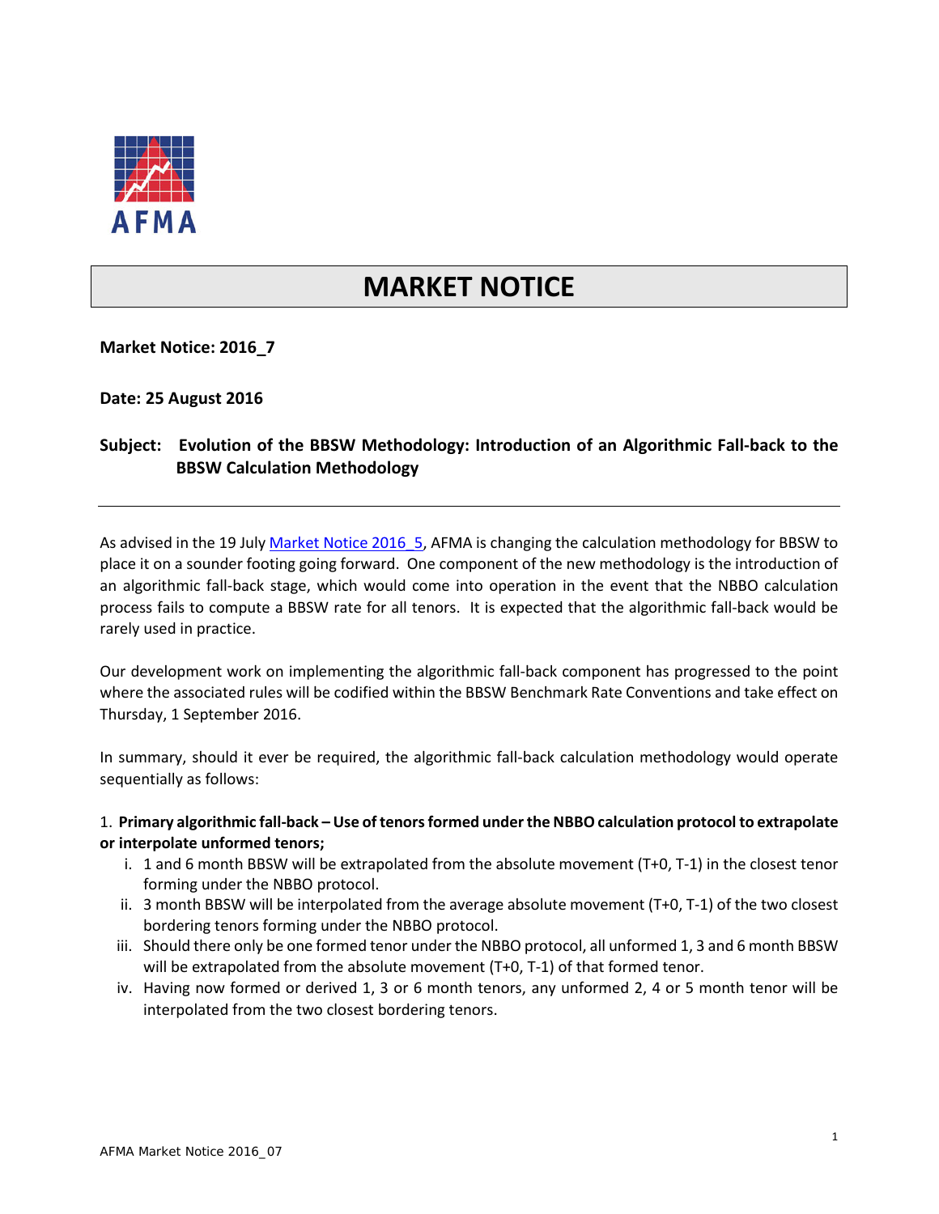AFMA

# MARKET NOTICE

**Market Notice: 2016_7**

**Date: 25 August 2016**

**Subject: Evolution of the BBSW Methodology: Introduction of an Algorithmic Fall-back to the BBSW Calculation Methodology**

---

As advised in the 19 July [Market Notice 2016_5](), AFMA is changing the calculation methodology for BBSW to place it on a sounder footing going forward. One component of the new methodology is the introduction of an algorithmic fall-back stage, which would come into operation in the event that the NBBO calculation process fails to compute a BBSW rate for all tenors. It is expected that the algorithmic fall-back would be rarely used in practice.

Our development work on implementing the algorithmic fall-back component has progressed to the point where the associated rules will be codified within the BBSW Benchmark Rate Conventions and take effect on Thursday, 1 September 2016.

In summary, should it ever be required, the algorithmic fall-back calculation methodology would operate sequentially as follows:

1. **Primary algorithmic fall-back – Use of tenors formed under the NBBO calculation protocol to extrapolate or interpolate unformed tenors;**
   i. 1 and 6 month BBSW will be extrapolated from the absolute movement (T+0, T-1) in the closest tenor forming under the NBBO protocol.
   ii. 3 month BBSW will be interpolated from the average absolute movement (T+0, T-1) of the two closest bordering tenors forming under the NBBO protocol.
   iii. Should there only be one formed tenor under the NBBO protocol, all unformed 1, 3 and 6 month BBSW will be extrapolated from the absolute movement (T+0, T-1) of that formed tenor.
   iv. Having now formed or derived 1, 3 or 6 month tenors, any unformed 2, 4 or 5 month tenor will be interpolated from the two closest bordering tenors.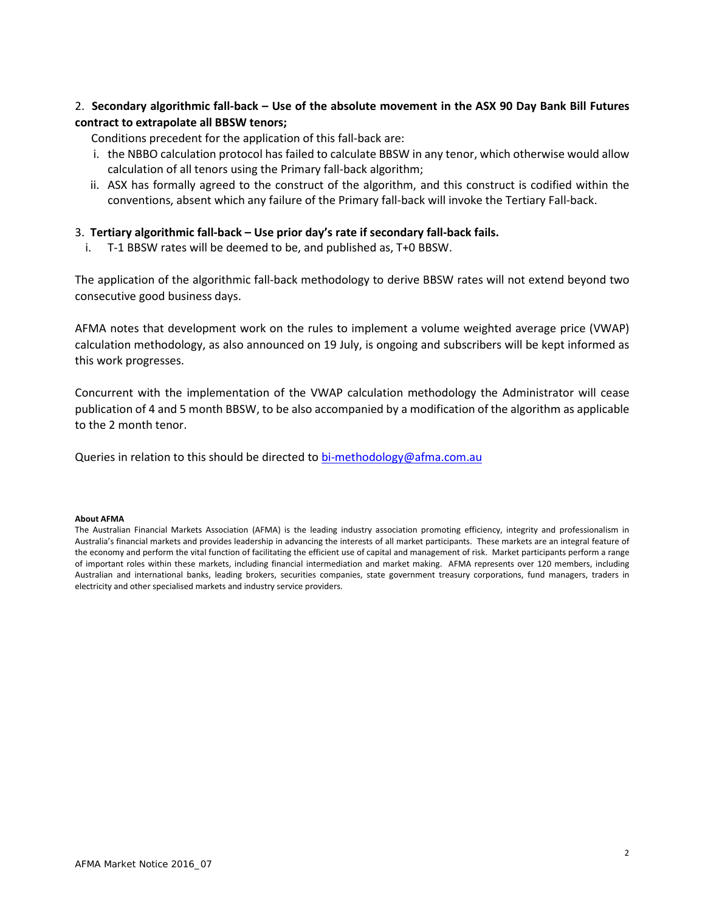2. **Secondary algorithmic fall-back – Use of the absolute movement in the ASX 90 Day Bank Bill Futures contract to extrapolate all BBSW tenors;**

   Conditions precedent for the application of this fall-back are:

   i. the NBBO calculation protocol has failed to calculate BBSW in any tenor, which otherwise would allow calculation of all tenors using the Primary fall-back algorithm;

   ii. ASX has formally agreed to the construct of the algorithm, and this construct is codified within the conventions, absent which any failure of the Primary fall-back will invoke the Tertiary Fall-back.

3. **Tertiary algorithmic fall-back – Use prior day's rate if secondary fall-back fails.**

   i. T-1 BBSW rates will be deemed to be, and published as, T+0 BBSW.

The application of the algorithmic fall-back methodology to derive BBSW rates will not extend beyond two consecutive good business days.

AFMA notes that development work on the rules to implement a volume weighted average price (VWAP) calculation methodology, as also announced on 19 July, is ongoing and subscribers will be kept informed as this work progresses.

Concurrent with the implementation of the VWAP calculation methodology the Administrator will cease publication of 4 and 5 month BBSW, to be also accompanied by a modification of the algorithm as applicable to the 2 month tenor.

Queries in relation to this should be directed to [bi-methodology@afma.com.au](mailto:bi-methodology@afma.com.au)

**About AFMA**

The Australian Financial Markets Association (AFMA) is the leading industry association promoting efficiency, integrity and professionalism in Australia's financial markets and provides leadership in advancing the interests of all market participants. These markets are an integral feature of the economy and perform the vital function of facilitating the efficient use of capital and management of risk. Market participants perform a range of important roles within these markets, including financial intermediation and market making. AFMA represents over 120 members, including Australian and international banks, leading brokers, securities companies, state government treasury corporations, fund managers, traders in electricity and other specialised markets and industry service providers.